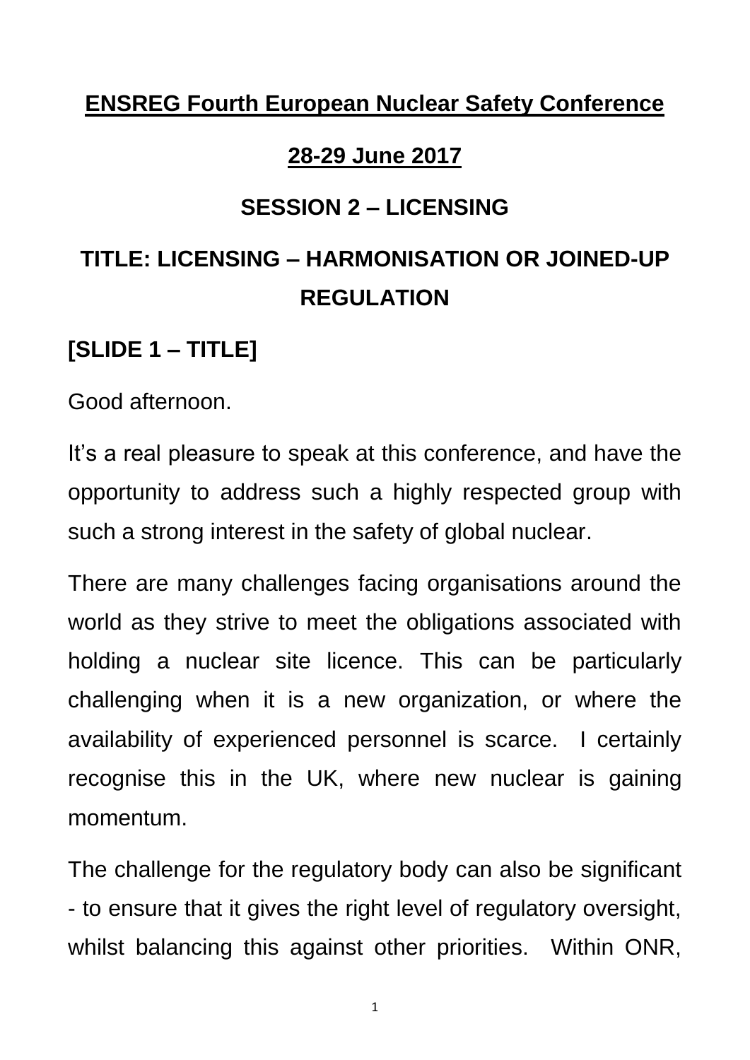**ENSREG Fourth European Nuclear Safety Conference**

**28-29 June 2017**

**SESSION 2 – LICENSING**

# TITLE: LICENSING – HARMONISATION OR JOINED-UP REGULATION

## [SLIDE 1 – TITLE]

Good afternoon.

It's a real pleasure to speak at this conference, and have the opportunity to address such a highly respected group with such a strong interest in the safety of global nuclear.

There are many challenges facing organisations around the world as they strive to meet the obligations associated with holding a nuclear site licence. This can be particularly challenging when it is a new organization, or where the availability of experienced personnel is scarce. I certainly recognise this in the UK, where new nuclear is gaining momentum.

The challenge for the regulatory body can also be significant - to ensure that it gives the right level of regulatory oversight, whilst balancing this against other priorities. Within ONR,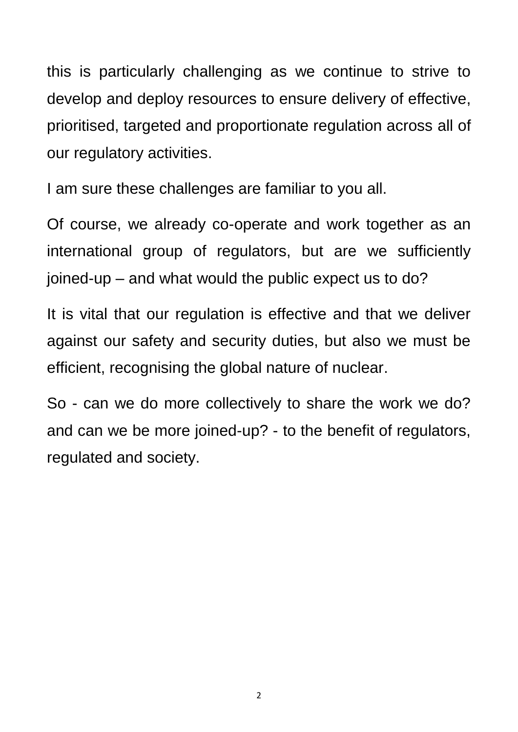this is particularly challenging as we continue to strive to develop and deploy resources to ensure delivery of effective, prioritised, targeted and proportionate regulation across all of our regulatory activities.

I am sure these challenges are familiar to you all.

Of course, we already co-operate and work together as an international group of regulators, but are we sufficiently joined-up – and what would the public expect us to do?

It is vital that our regulation is effective and that we deliver against our safety and security duties, but also we must be efficient, recognising the global nature of nuclear.

So - can we do more collectively to share the work we do? and can we be more joined-up? - to the benefit of regulators, regulated and society.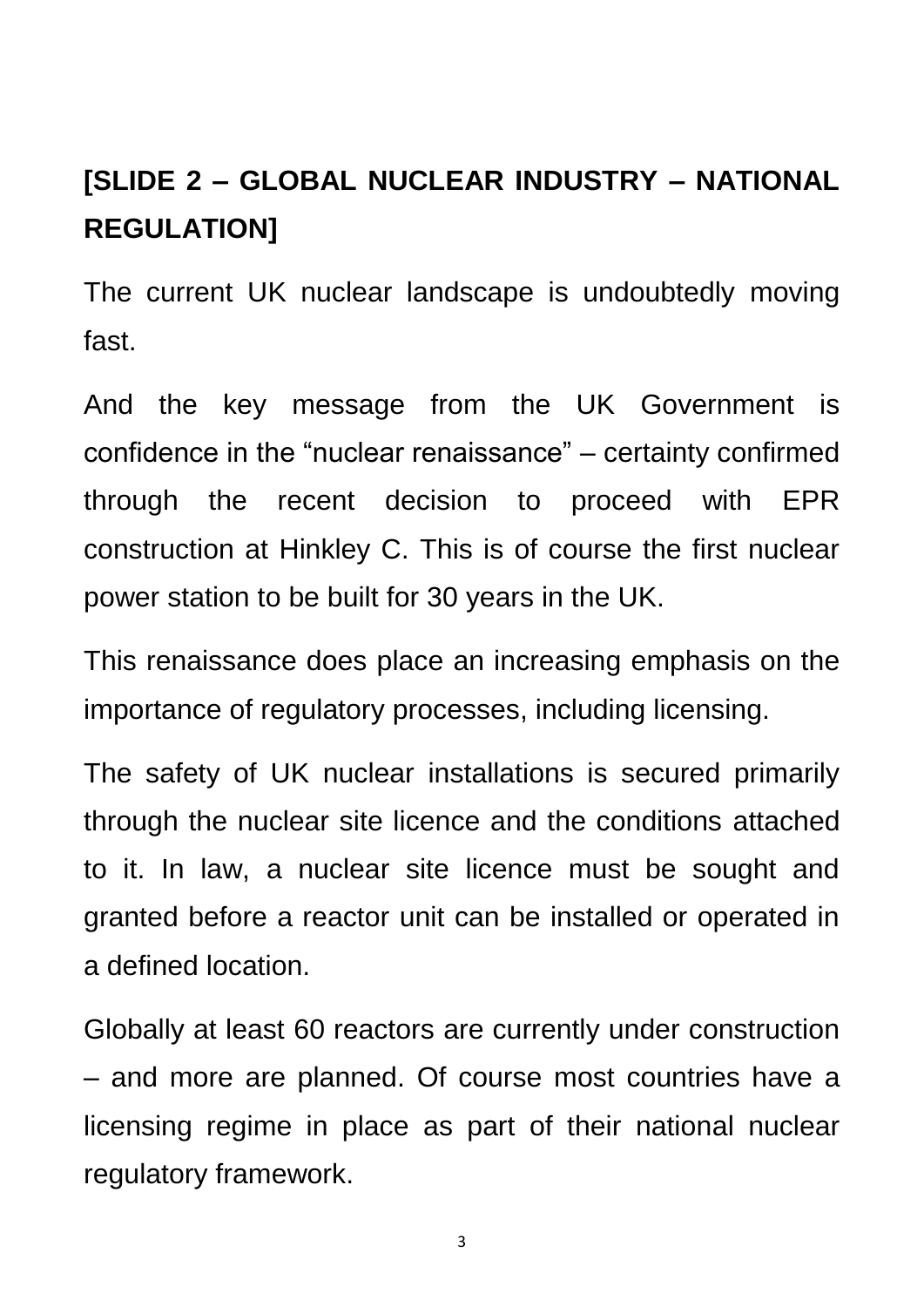**[SLIDE 2 – GLOBAL NUCLEAR INDUSTRY – NATIONAL REGULATION]**

The current UK nuclear landscape is undoubtedly moving fast.

And the key message from the UK Government is confidence in the “nuclear renaissance” – certainty confirmed through the recent decision to proceed with EPR construction at Hinkley C. This is of course the first nuclear power station to be built for 30 years in the UK.

This renaissance does place an increasing emphasis on the importance of regulatory processes, including licensing.

The safety of UK nuclear installations is secured primarily through the nuclear site licence and the conditions attached to it. In law, a nuclear site licence must be sought and granted before a reactor unit can be installed or operated in a defined location.

Globally at least 60 reactors are currently under construction – and more are planned. Of course most countries have a licensing regime in place as part of their national nuclear regulatory framework.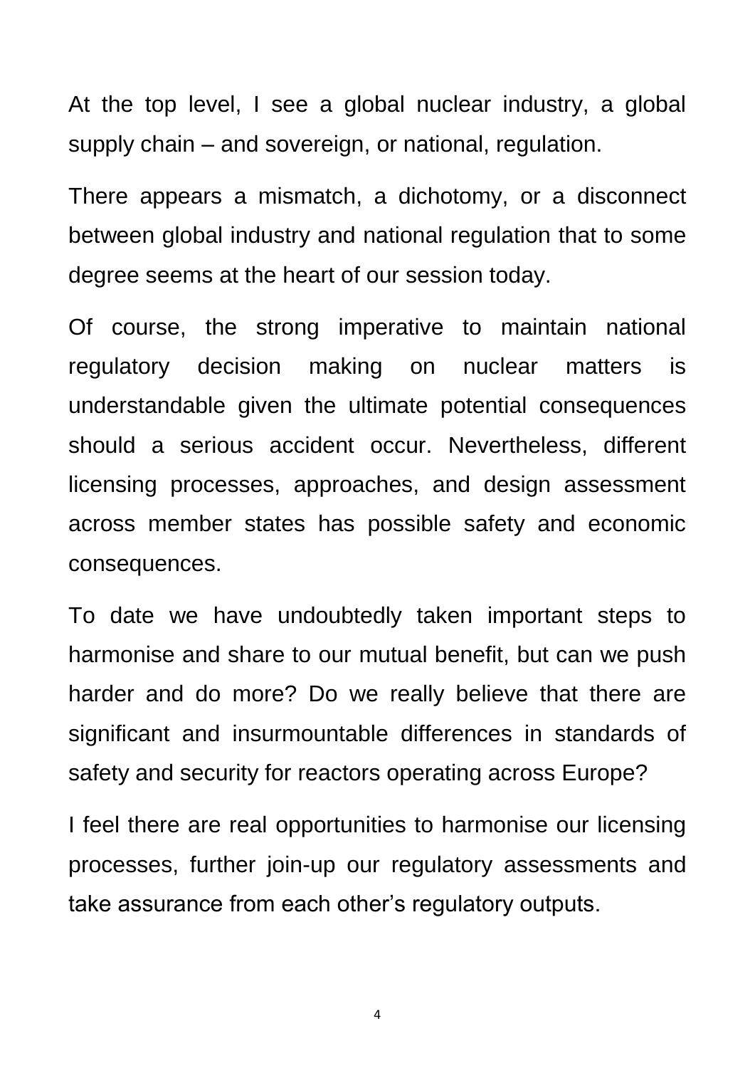At the top level, I see a global nuclear industry, a global supply chain – and sovereign, or national, regulation.

There appears a mismatch, a dichotomy, or a disconnect between global industry and national regulation that to some degree seems at the heart of our session today.

Of course, the strong imperative to maintain national regulatory decision making on nuclear matters is understandable given the ultimate potential consequences should a serious accident occur. Nevertheless, different licensing processes, approaches, and design assessment across member states has possible safety and economic consequences.

To date we have undoubtedly taken important steps to harmonise and share to our mutual benefit, but can we push harder and do more? Do we really believe that there are significant and insurmountable differences in standards of safety and security for reactors operating across Europe?

I feel there are real opportunities to harmonise our licensing processes, further join-up our regulatory assessments and take assurance from each other's regulatory outputs.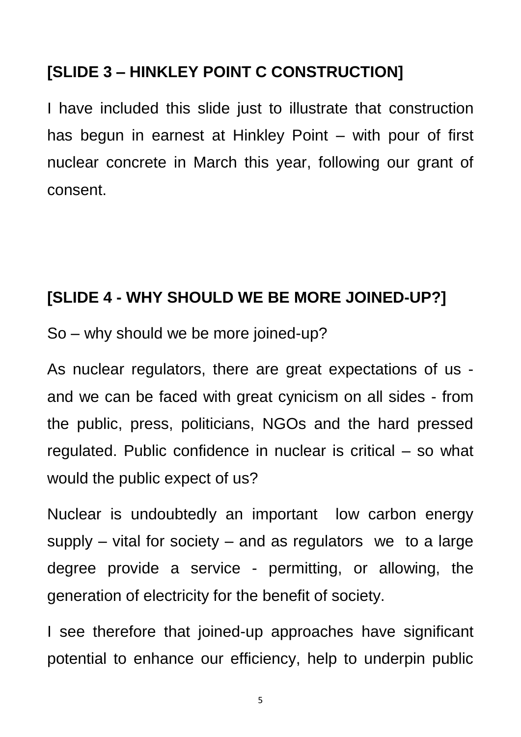**[SLIDE 3 – HINKLEY POINT C CONSTRUCTION]**

I have included this slide just to illustrate that construction has begun in earnest at Hinkley Point – with pour of first nuclear concrete in March this year, following our grant of consent.

**[SLIDE 4 - WHY SHOULD WE BE MORE JOINED-UP?]**

So – why should we be more joined-up?

As nuclear regulators, there are great expectations of us - and we can be faced with great cynicism on all sides - from the public, press, politicians, NGOs and the hard pressed regulated. Public confidence in nuclear is critical – so what would the public expect of us?

Nuclear is undoubtedly an important low carbon energy supply – vital for society – and as regulators we to a large degree provide a service - permitting, or allowing, the generation of electricity for the benefit of society.

I see therefore that joined-up approaches have significant potential to enhance our efficiency, help to underpin public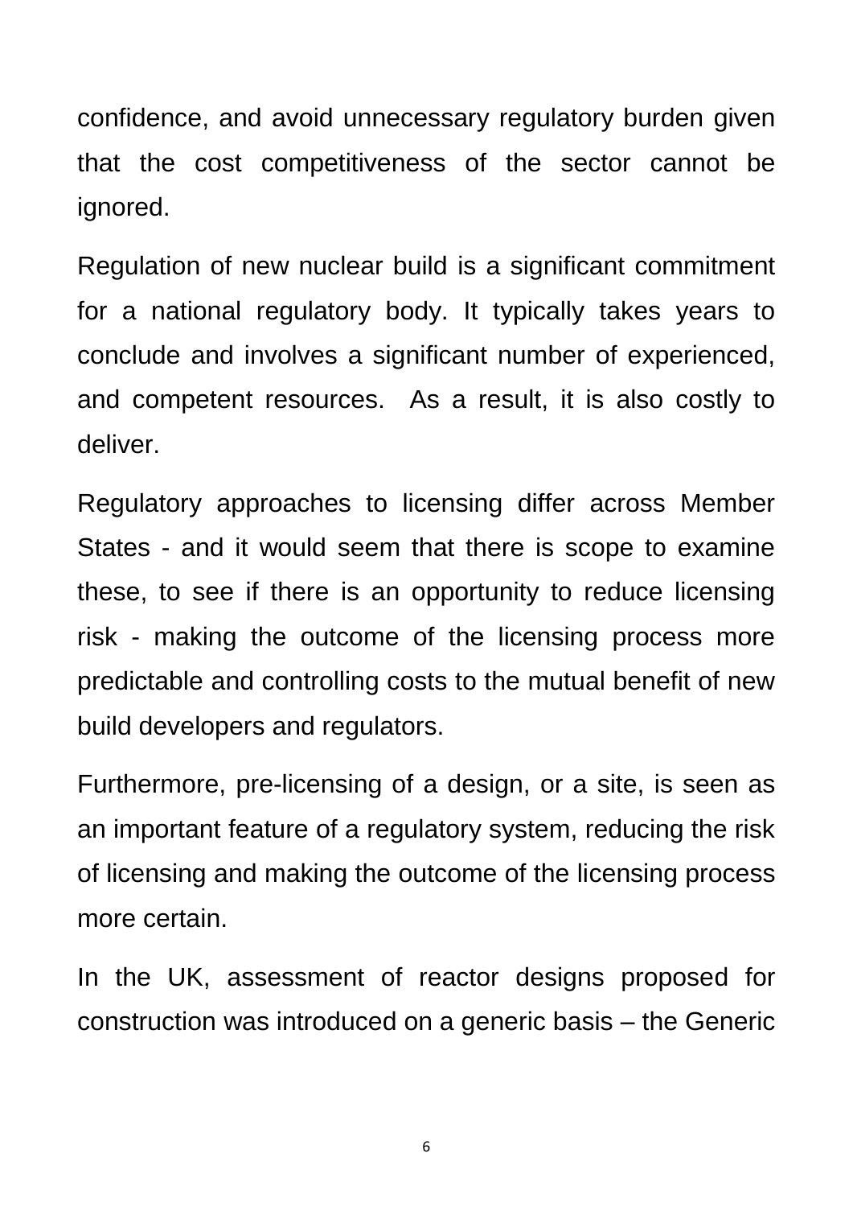confidence, and avoid unnecessary regulatory burden given that the cost competitiveness of the sector cannot be ignored.

Regulation of new nuclear build is a significant commitment for a national regulatory body. It typically takes years to conclude and involves a significant number of experienced, and competent resources. As a result, it is also costly to deliver.

Regulatory approaches to licensing differ across Member States - and it would seem that there is scope to examine these, to see if there is an opportunity to reduce licensing risk - making the outcome of the licensing process more predictable and controlling costs to the mutual benefit of new build developers and regulators.

Furthermore, pre-licensing of a design, or a site, is seen as an important feature of a regulatory system, reducing the risk of licensing and making the outcome of the licensing process more certain.

In the UK, assessment of reactor designs proposed for construction was introduced on a generic basis – the Generic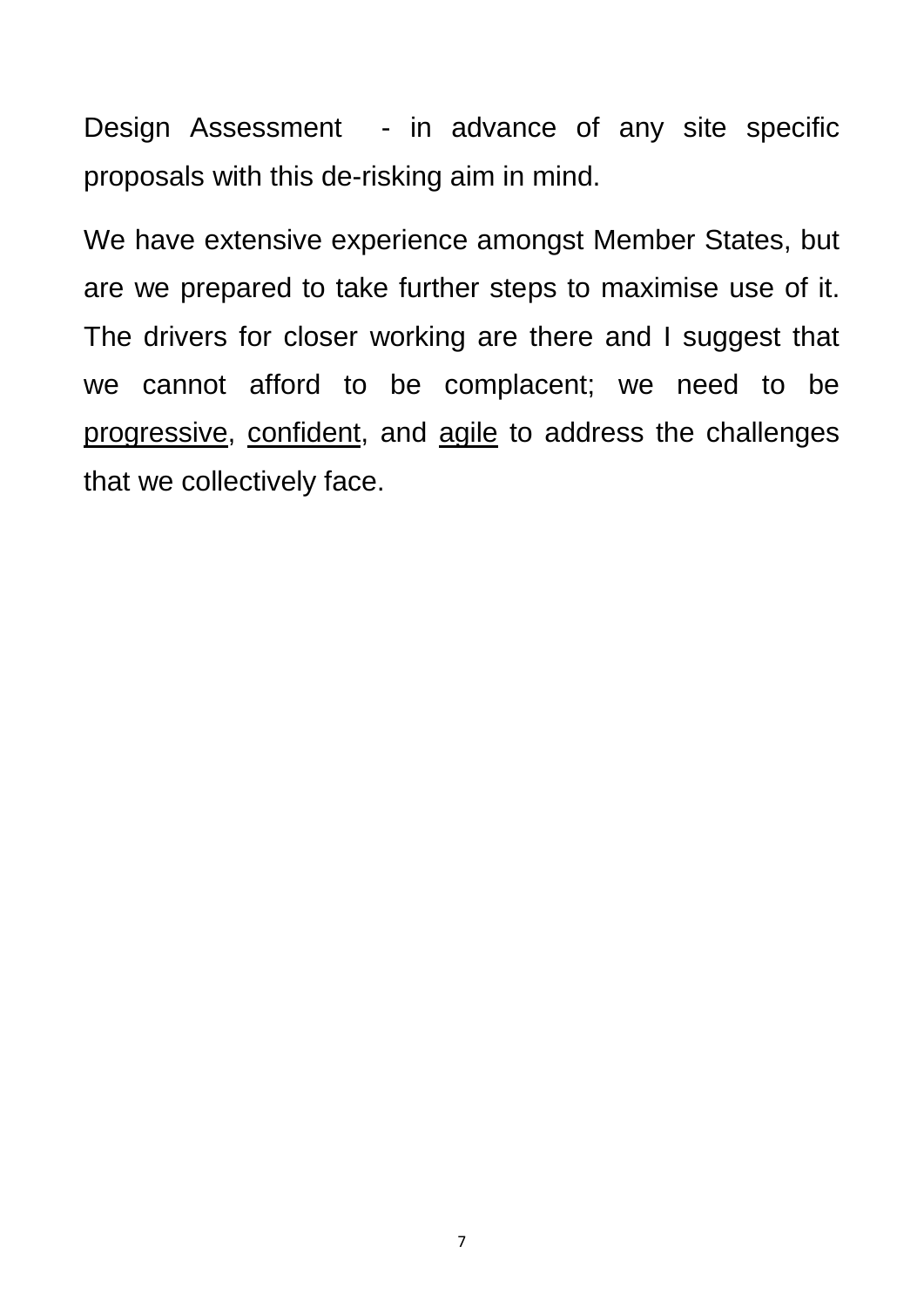Design Assessment - in advance of any site specific proposals with this de-risking aim in mind.

We have extensive experience amongst Member States, but are we prepared to take further steps to maximise use of it. The drivers for closer working are there and I suggest that we cannot afford to be complacent; we need to be <u>progressive</u>, <u>confident</u>, and <u>agile</u> to address the challenges that we collectively face.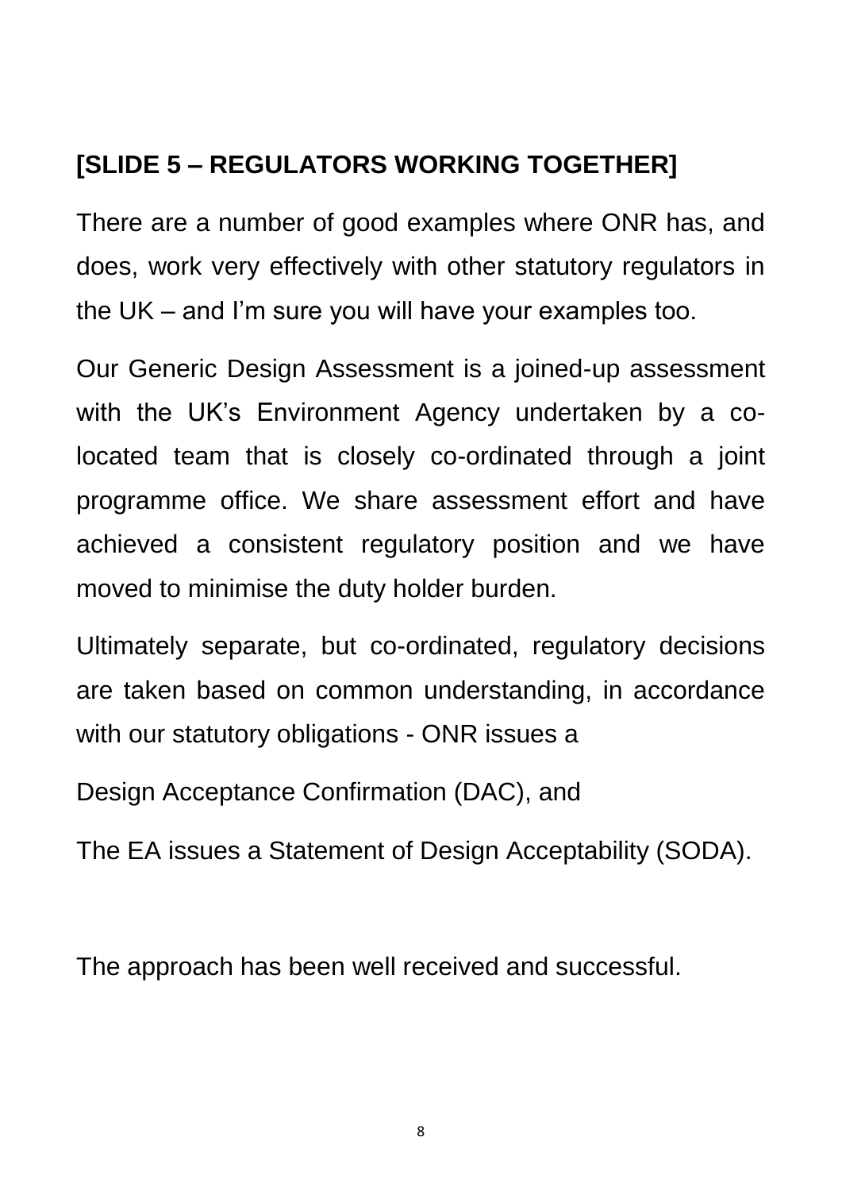**[SLIDE 5 – REGULATORS WORKING TOGETHER]**

There are a number of good examples where ONR has, and does, work very effectively with other statutory regulators in the UK – and I'm sure you will have your examples too.

Our Generic Design Assessment is a joined-up assessment with the UK's Environment Agency undertaken by a co-located team that is closely co-ordinated through a joint programme office. We share assessment effort and have achieved a consistent regulatory position and we have moved to minimise the duty holder burden.

Ultimately separate, but co-ordinated, regulatory decisions are taken based on common understanding, in accordance with our statutory obligations - ONR issues a

Design Acceptance Confirmation (DAC), and

The EA issues a Statement of Design Acceptability (SODA).

The approach has been well received and successful.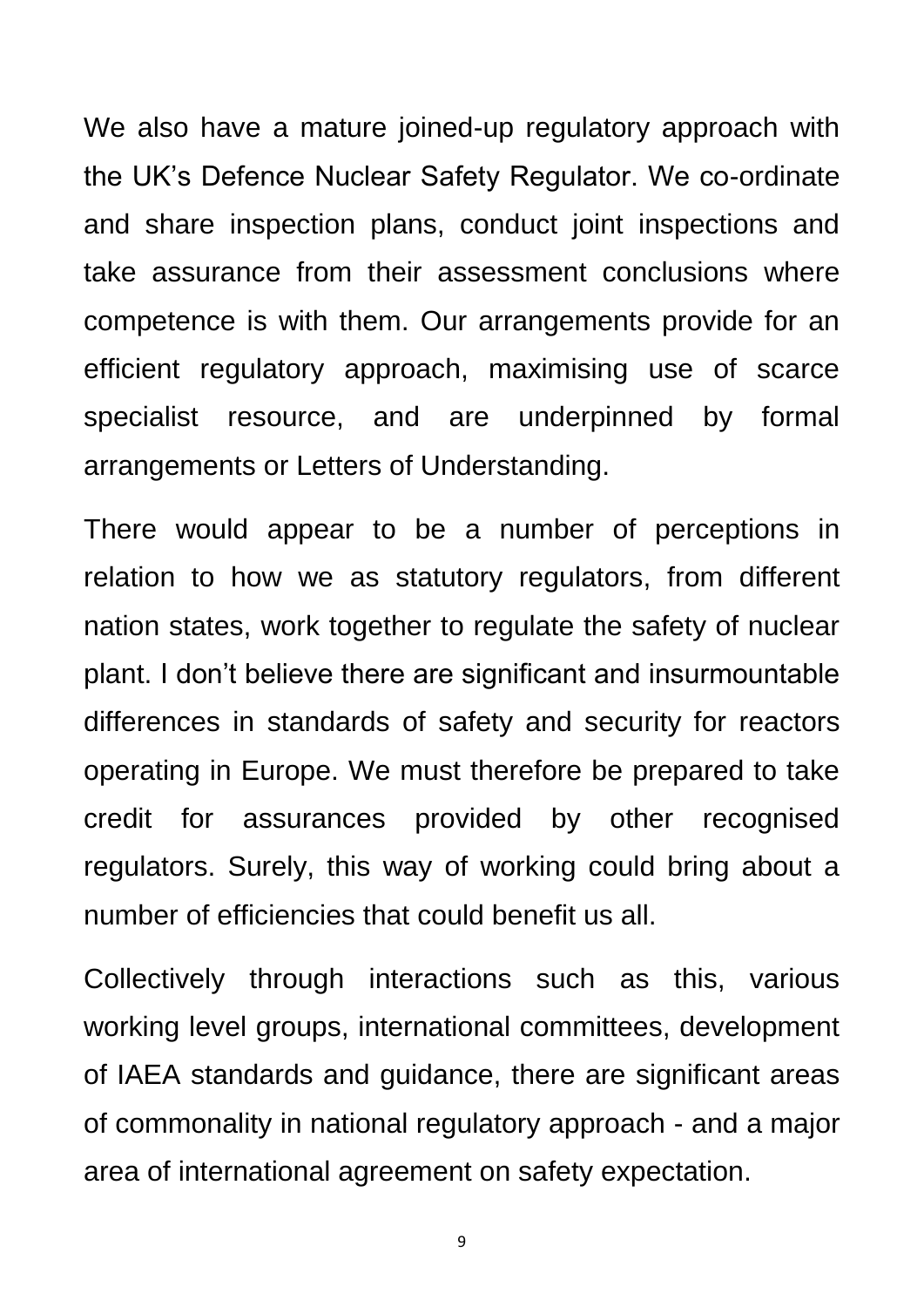We also have a mature joined-up regulatory approach with the UK's Defence Nuclear Safety Regulator. We co-ordinate and share inspection plans, conduct joint inspections and take assurance from their assessment conclusions where competence is with them. Our arrangements provide for an efficient regulatory approach, maximising use of scarce specialist resource, and are underpinned by formal arrangements or Letters of Understanding.

There would appear to be a number of perceptions in relation to how we as statutory regulators, from different nation states, work together to regulate the safety of nuclear plant. I don't believe there are significant and insurmountable differences in standards of safety and security for reactors operating in Europe. We must therefore be prepared to take credit for assurances provided by other recognised regulators. Surely, this way of working could bring about a number of efficiencies that could benefit us all.

Collectively through interactions such as this, various working level groups, international committees, development of IAEA standards and guidance, there are significant areas of commonality in national regulatory approach - and a major area of international agreement on safety expectation.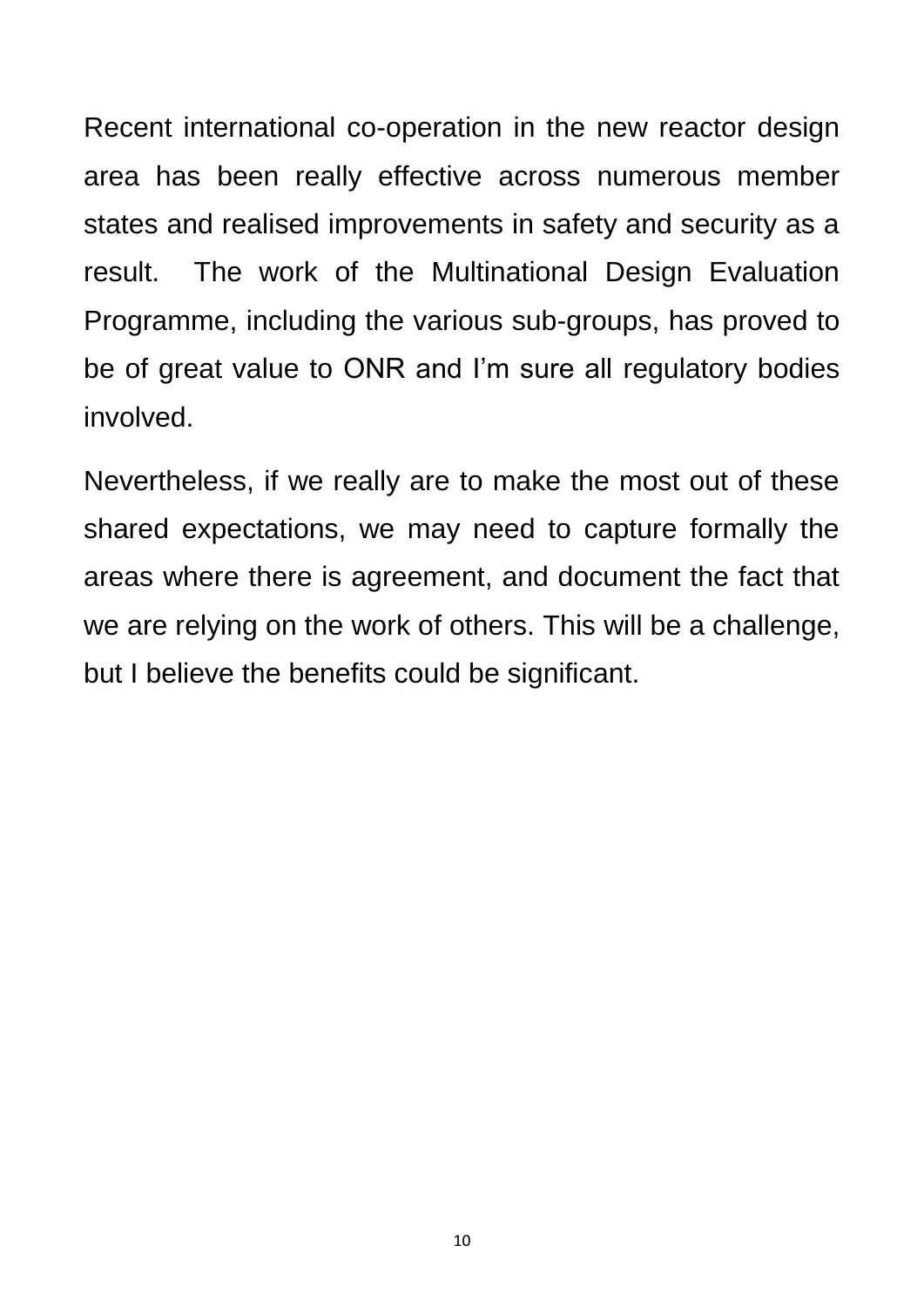Recent international co-operation in the new reactor design area has been really effective across numerous member states and realised improvements in safety and security as a result. The work of the Multinational Design Evaluation Programme, including the various sub-groups, has proved to be of great value to ONR and I'm sure all regulatory bodies involved.

Nevertheless, if we really are to make the most out of these shared expectations, we may need to capture formally the areas where there is agreement, and document the fact that we are relying on the work of others. This will be a challenge, but I believe the benefits could be significant.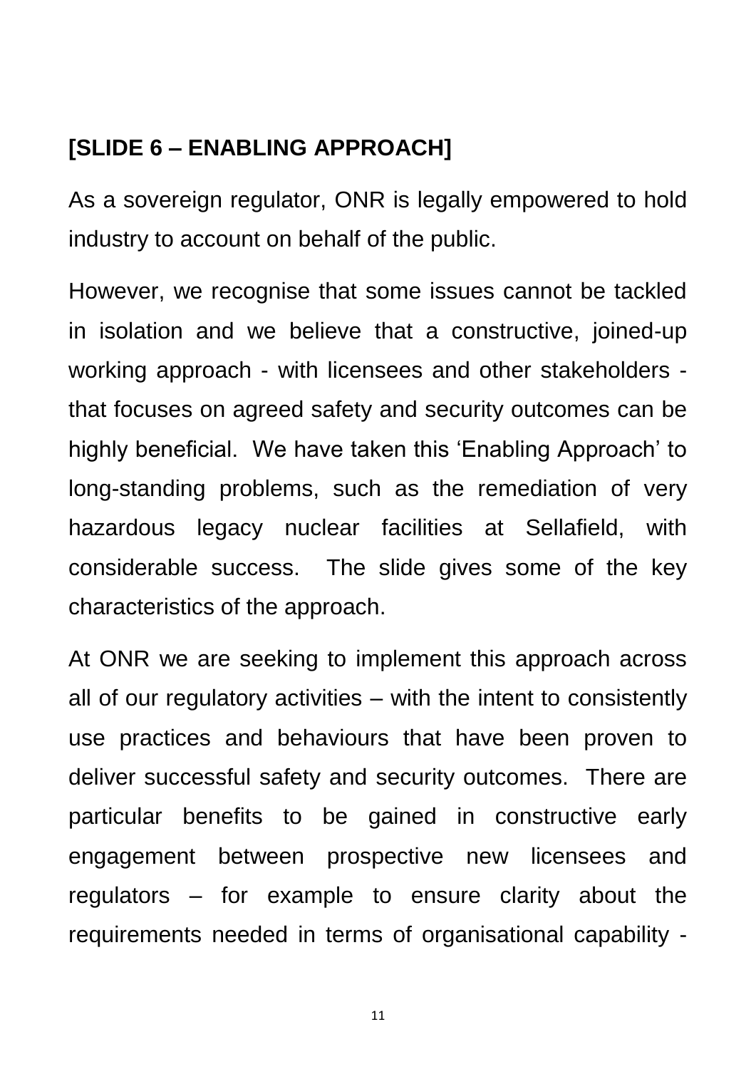**[SLIDE 6 – ENABLING APPROACH]**

As a sovereign regulator, ONR is legally empowered to hold industry to account on behalf of the public.

However, we recognise that some issues cannot be tackled in isolation and we believe that a constructive, joined-up working approach - with licensees and other stakeholders - that focuses on agreed safety and security outcomes can be highly beneficial. We have taken this 'Enabling Approach' to long-standing problems, such as the remediation of very hazardous legacy nuclear facilities at Sellafield, with considerable success. The slide gives some of the key characteristics of the approach.

At ONR we are seeking to implement this approach across all of our regulatory activities – with the intent to consistently use practices and behaviours that have been proven to deliver successful safety and security outcomes. There are particular benefits to be gained in constructive early engagement between prospective new licensees and regulators – for example to ensure clarity about the requirements needed in terms of organisational capability -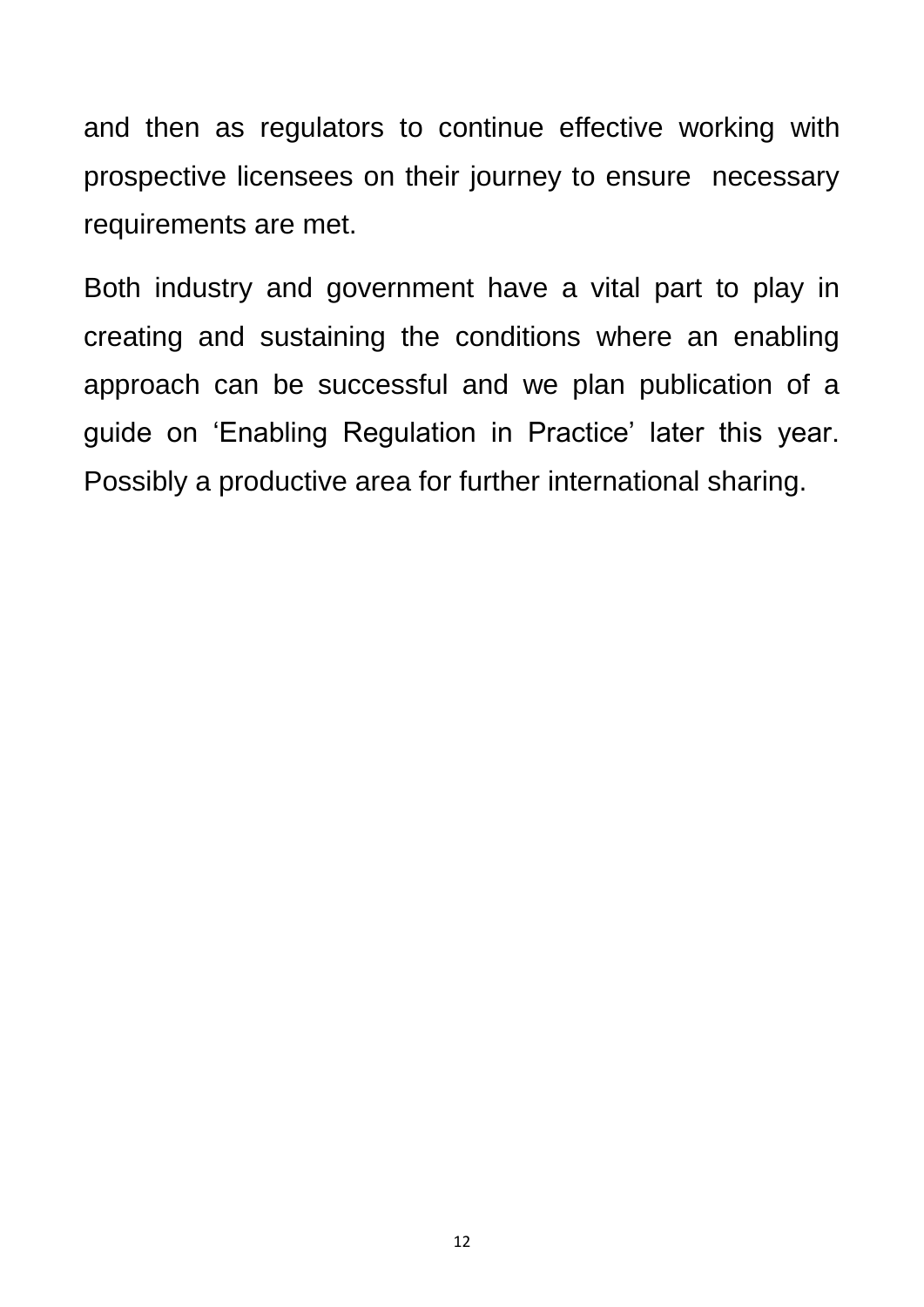and then as regulators to continue effective working with prospective licensees on their journey to ensure necessary requirements are met.

Both industry and government have a vital part to play in creating and sustaining the conditions where an enabling approach can be successful and we plan publication of a guide on 'Enabling Regulation in Practice' later this year. Possibly a productive area for further international sharing.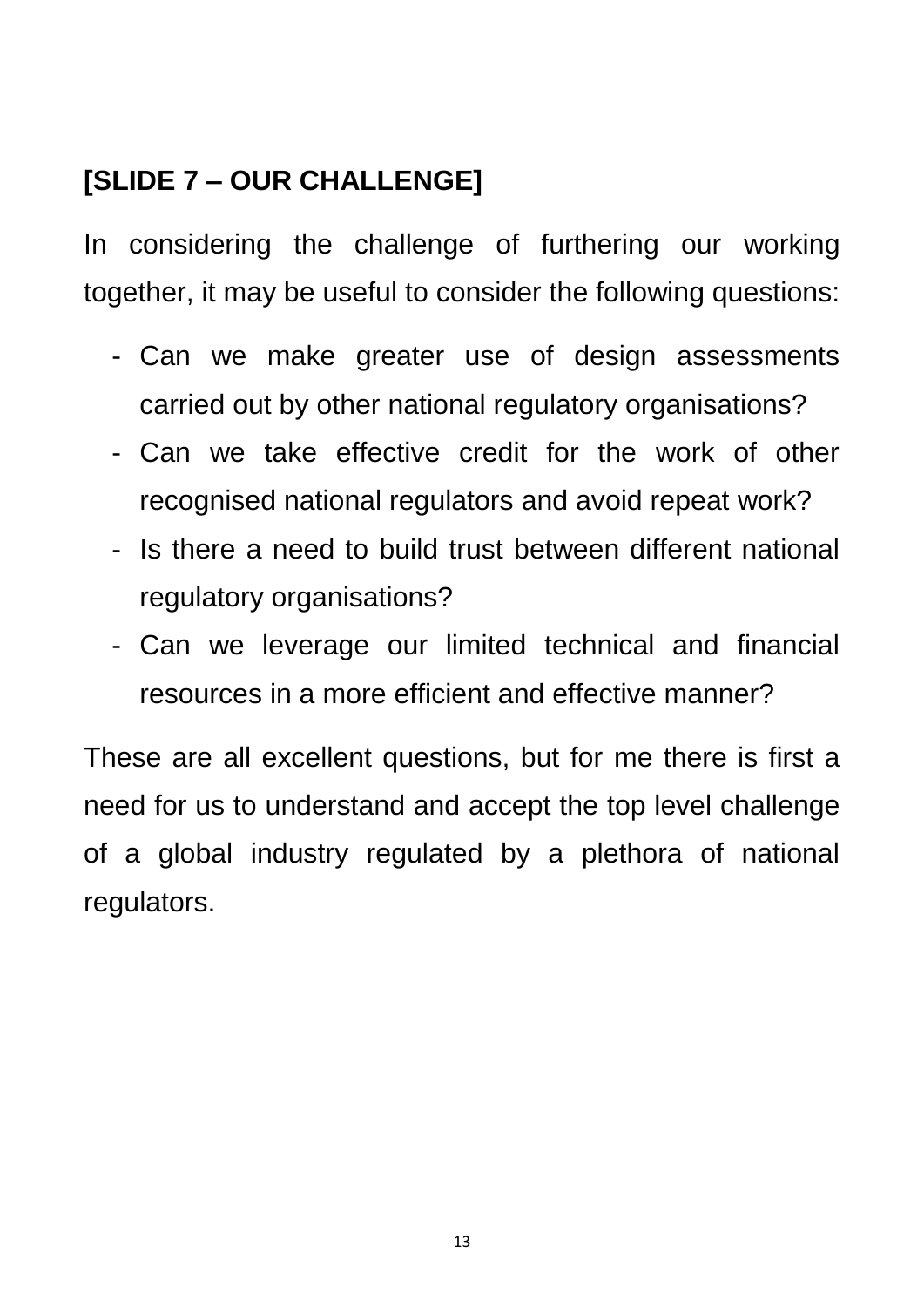**[SLIDE 7 – OUR CHALLENGE]**

In considering the challenge of furthering our working together, it may be useful to consider the following questions:

- Can we make greater use of design assessments carried out by other national regulatory organisations?
- Can we take effective credit for the work of other recognised national regulators and avoid repeat work?
- Is there a need to build trust between different national regulatory organisations?
- Can we leverage our limited technical and financial resources in a more efficient and effective manner?

These are all excellent questions, but for me there is first a need for us to understand and accept the top level challenge of a global industry regulated by a plethora of national regulators.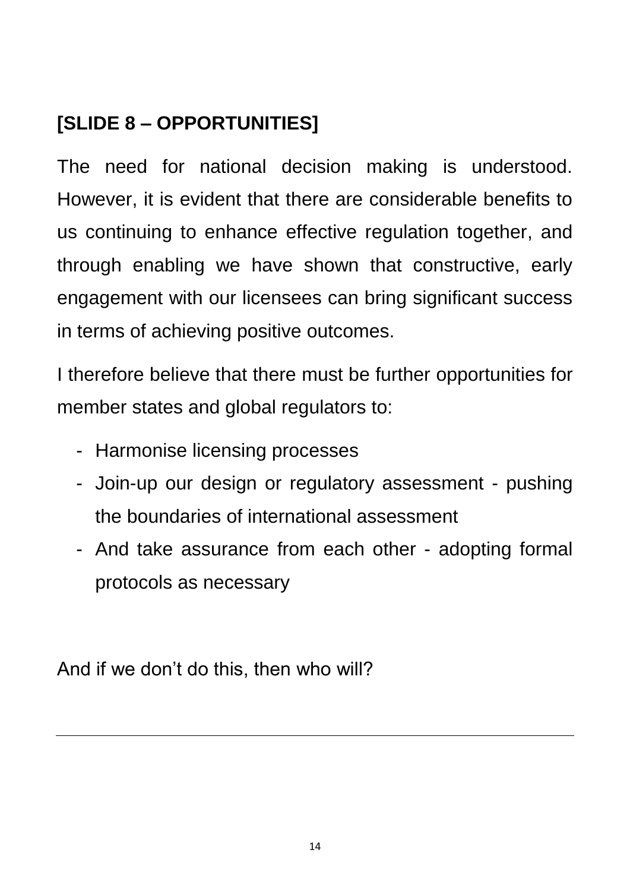**[SLIDE 8 – OPPORTUNITIES]**

The need for national decision making is understood. However, it is evident that there are considerable benefits to us continuing to enhance effective regulation together, and through enabling we have shown that constructive, early engagement with our licensees can bring significant success in terms of achieving positive outcomes.

I therefore believe that there must be further opportunities for member states and global regulators to:

- Harmonise licensing processes
- Join-up our design or regulatory assessment - pushing the boundaries of international assessment
- And take assurance from each other - adopting formal protocols as necessary

And if we don't do this, then who will?

---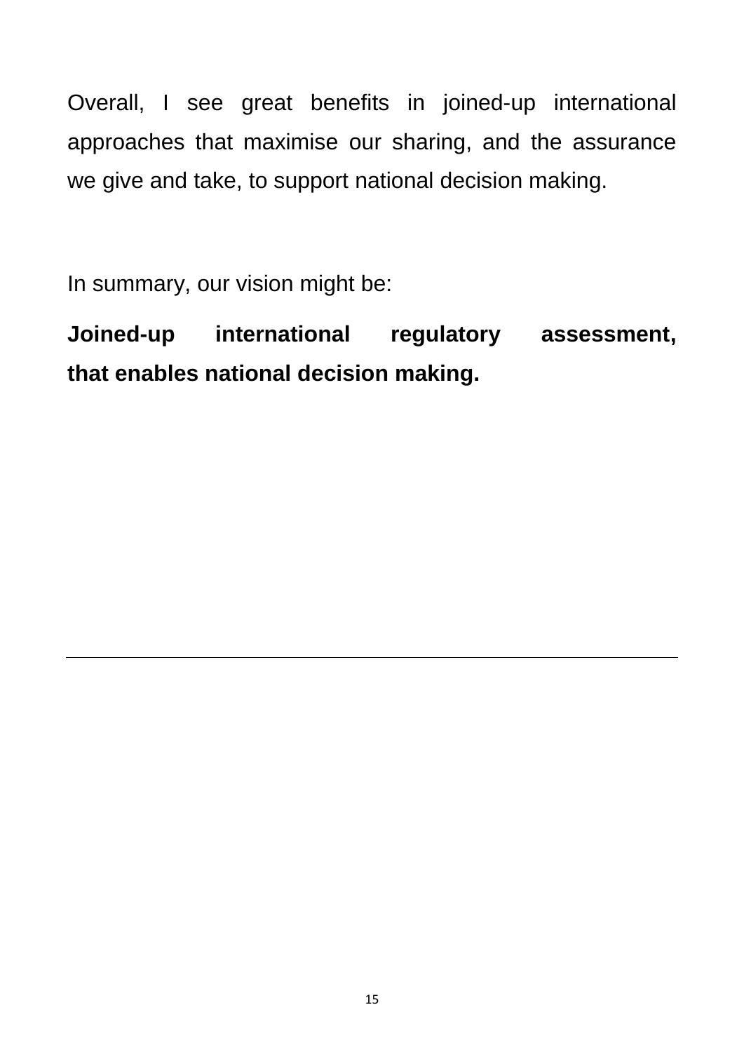Overall, I see great benefits in joined-up international approaches that maximise our sharing, and the assurance we give and take, to support national decision making.

In summary, our vision might be:

**Joined-up international regulatory assessment, that enables national decision making.**

---